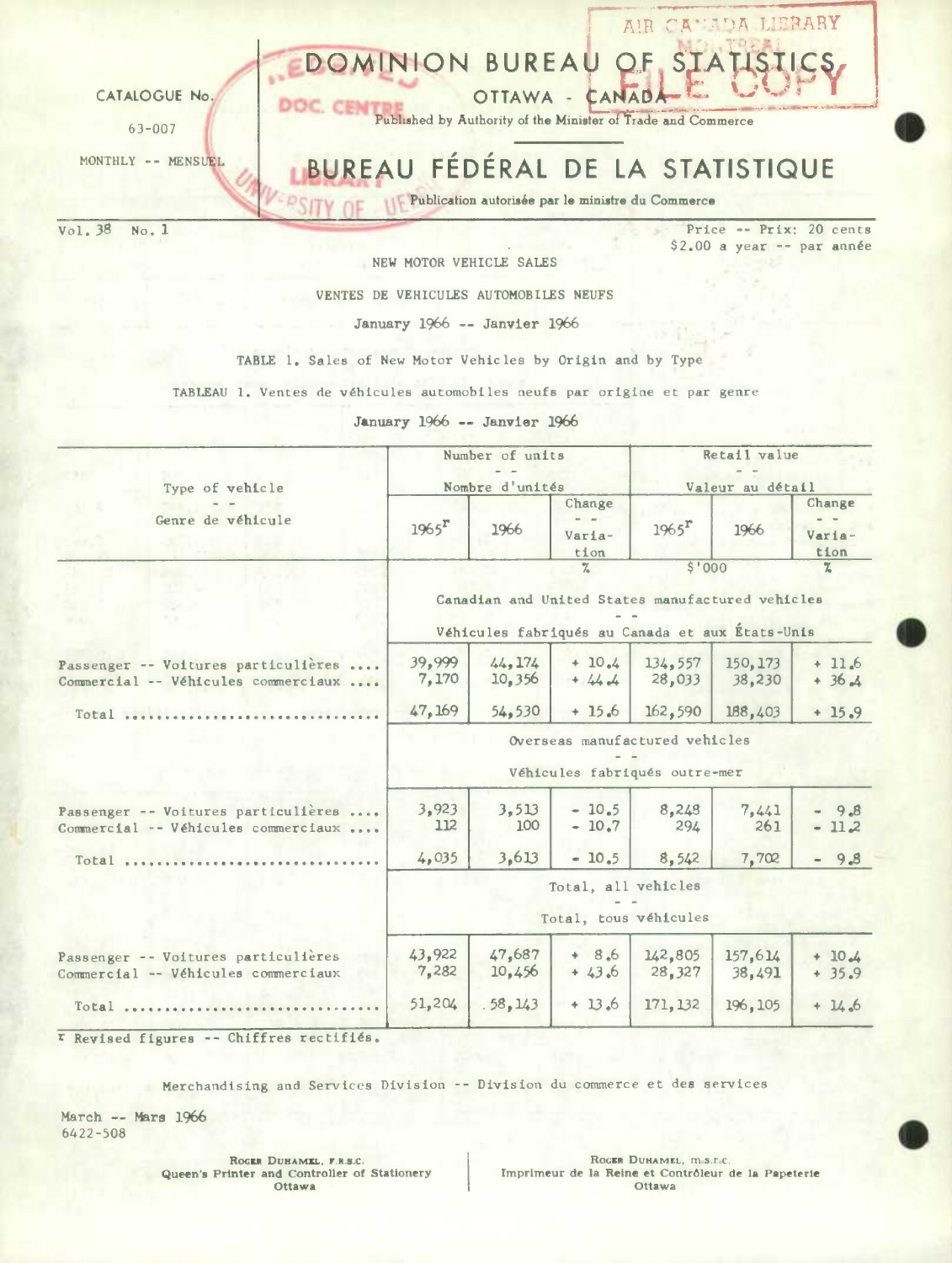CATALOGUE No.

63-007

MONTHLY -- MENSUEL

# DOMINION BUREAU OF STATISTICS

OTTAWA - CANADA

Published by Authority of the Minister of Trade and Commerce

# BUREAU FÉDÉRAL DE LA STATISTIQUE

Publication autorisée par le ministre du Commerce

Vol. 38 No. 1

Price -- Prix: 20 cents
$2.00 a year -- par année

## NEW MOTOR VEHICLE SALES

## VENTES DE VEHICULES AUTOMOBILES NEUFS

January 1966 -- Janvier 1966

TABLE 1. Sales of New Motor Vehicles by Origin and by Type

TABLEAU 1. Ventes de véhicules automobiles neufs par origine et par genre

January 1966 -- Janvier 1966

| Type of vehicle - - Genre de véhicule | Number of units - - Nombre d'unités | | | Retail value - - Valeur au détail | | |
|---|---|---|---|---|---|---|
| | 1965r | 1966 | Change - - Variation | 1965r | 1966 | Change - - Variation |
| | | | % | $'000 | | % |
| | Canadian and United States manufactured vehicles - - Véhicules fabriqués au Canada et aux États-Unis | | | | | |
| Passenger -- Voitures particulières .... | 39,999 | 44,174 | + 10.4 | 134,557 | 150,173 | + 11.6 |
| Commercial -- Véhicules commerciaux .... | 7,170 | 10,356 | + 44.4 | 28,033 | 38,230 | + 36.4 |
| Total .............................. | 47,169 | 54,530 | + 15.6 | 162,590 | 188,403 | + 15.9 |
| | Overseas manufactured vehicles - - Véhicules fabriqués outre-mer | | | | | |
| Passenger -- Voitures particulières .... | 3,923 | 3,513 | - 10.5 | 8,248 | 7,441 | - 9.8 |
| Commercial -- Véhicules commerciaux .... | 112 | 100 | - 10.7 | 294 | 261 | - 11.2 |
| Total .............................. | 4,035 | 3,613 | - 10.5 | 8,542 | 7,702 | - 9.8 |
| | Total, all vehicles - - Total, tous véhicules | | | | | |
| Passenger -- Voitures particulières | 43,922 | 47,687 | + 8.6 | 142,805 | 157,614 | + 10.4 |
| Commercial -- Véhicules commerciaux | 7,282 | 10,456 | + 43.6 | 28,327 | 38,491 | + 35.9 |
| Total .............................. | 51,204 | 58,143 | + 13.6 | 171,132 | 196,105 | + 14.6 |

r Revised figures -- Chiffres rectifiés.

Merchandising and Services Division -- Division du commerce et des services

March -- Mars 1966
6422-508

ROGER DUHAMEL, F.R.S.C.
Queen's Printer and Controller of Stationery
Ottawa

ROGER DUHAMEL, M.S.R.C.
Imprimeur de la Reine et Contrôleur de la Papeterie
Ottawa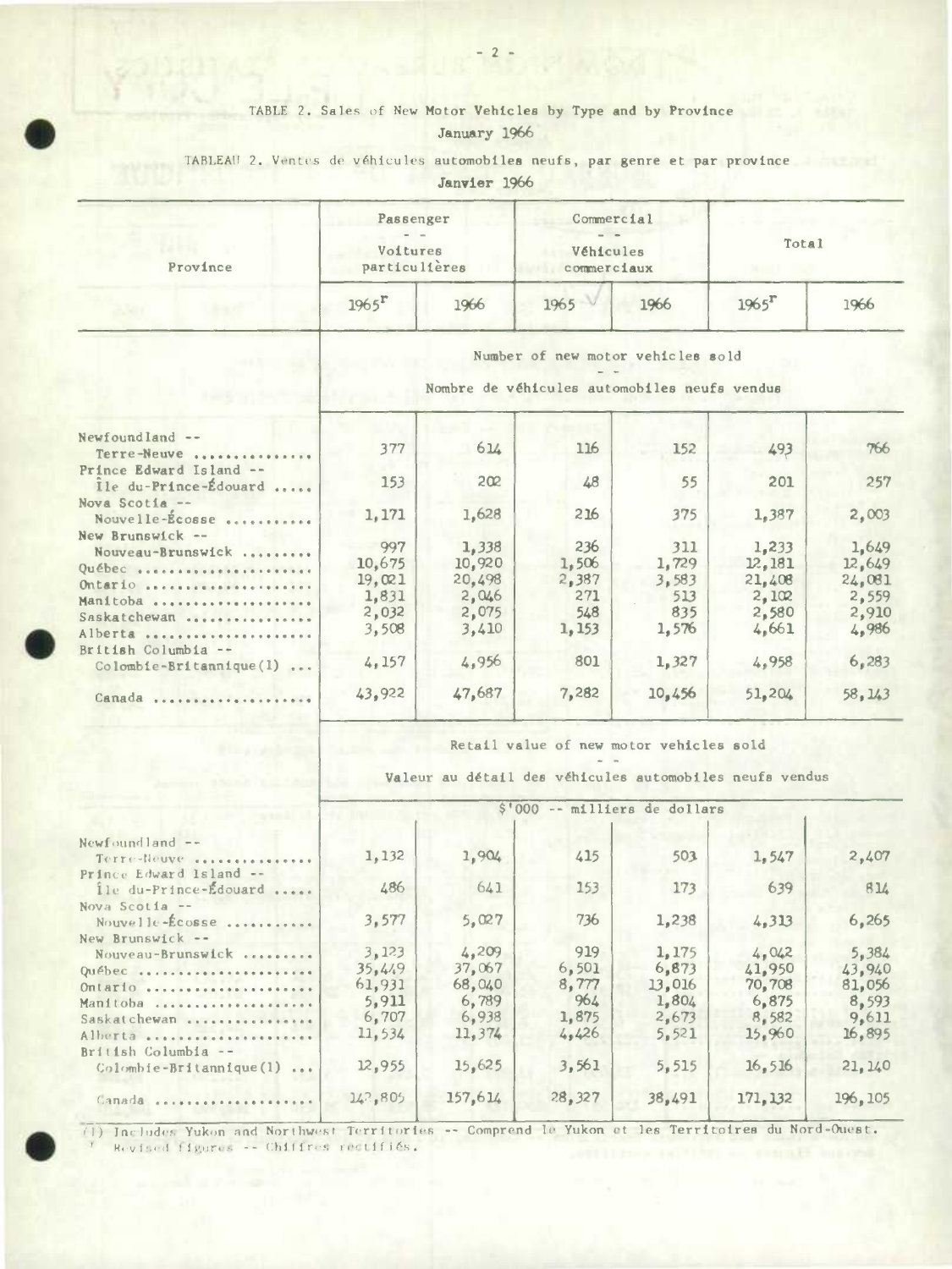TABLE 2. Sales of New Motor Vehicles by Type and by Province
January 1966

TABLEAU 2. Ventes de véhicules automobiles neufs, par genre et par province
Janvier 1966

| Province | Passenger -- Voitures particulières | | Commercial -- Véhicules commerciaux | | Total | |
|---|---|---|---|---|---|---|
| | 1965[r] | 1966 | 1965 | 1966 | 1965[r] | 1966 |
| | Number of new motor vehicles sold -- Nombre de véhicules automobiles neufs vendus | | | | | |
| Newfoundland -- Terre-Neuve | 377 | 614 | 116 | 152 | 493 | 766 |
| Prince Edward Island -- Île du-Prince-Édouard | 153 | 202 | 48 | 55 | 201 | 257 |
| Nova Scotia -- Nouvelle-Écosse | 1,171 | 1,628 | 216 | 375 | 1,387 | 2,003 |
| New Brunswick -- Nouveau-Brunswick | 997 | 1,338 | 236 | 311 | 1,233 | 1,649 |
| Québec | 10,675 | 10,920 | 1,506 | 1,729 | 12,181 | 12,649 |
| Ontario | 19,021 | 20,498 | 2,387 | 3,583 | 21,408 | 24,081 |
| Manitoba | 1,831 | 2,046 | 271 | 513 | 2,102 | 2,559 |
| Saskatchewan | 2,032 | 2,075 | 548 | 835 | 2,580 | 2,910 |
| Alberta | 3,508 | 3,410 | 1,153 | 1,576 | 4,661 | 4,986 |
| British Columbia -- Colombie-Britannique(1) | 4,157 | 4,956 | 801 | 1,327 | 4,958 | 6,283 |
| Canada | 43,922 | 47,687 | 7,282 | 10,456 | 51,204 | 58,143 |
| | Retail value of new motor vehicles sold -- Valeur au détail des véhicules automobiles neufs vendus | | | | | |
| | $'000 -- milliers de dollars | | | | | |
| Newfoundland -- Terre-Neuve | 1,132 | 1,904 | 415 | 503 | 1,547 | 2,407 |
| Prince Edward Island -- Île du-Prince-Édouard | 486 | 641 | 153 | 173 | 639 | 814 |
| Nova Scotia -- Nouvelle-Écosse | 3,577 | 5,027 | 736 | 1,238 | 4,313 | 6,265 |
| New Brunswick -- Nouveau-Brunswick | 3,123 | 4,209 | 919 | 1,175 | 4,042 | 5,384 |
| Québec | 35,449 | 37,067 | 6,501 | 6,873 | 41,950 | 43,940 |
| Ontario | 61,931 | 68,040 | 8,777 | 13,016 | 70,708 | 81,056 |
| Manitoba | 5,911 | 6,789 | 964 | 1,804 | 6,875 | 8,593 |
| Saskatchewan | 6,707 | 6,938 | 1,875 | 2,673 | 8,582 | 9,611 |
| Alberta | 11,534 | 11,374 | 4,426 | 5,521 | 15,960 | 16,895 |
| British Columbia -- Colombie-Britannique(1) | 12,955 | 15,625 | 3,561 | 5,515 | 16,516 | 21,140 |
| Canada | 142,805 | 157,614 | 28,327 | 38,491 | 171,132 | 196,105 |

(1) Includes Yukon and Northwest Territories -- Comprend le Yukon et les Territoires du Nord-Ouest.
r Revised figures -- Chiffres rectifiés.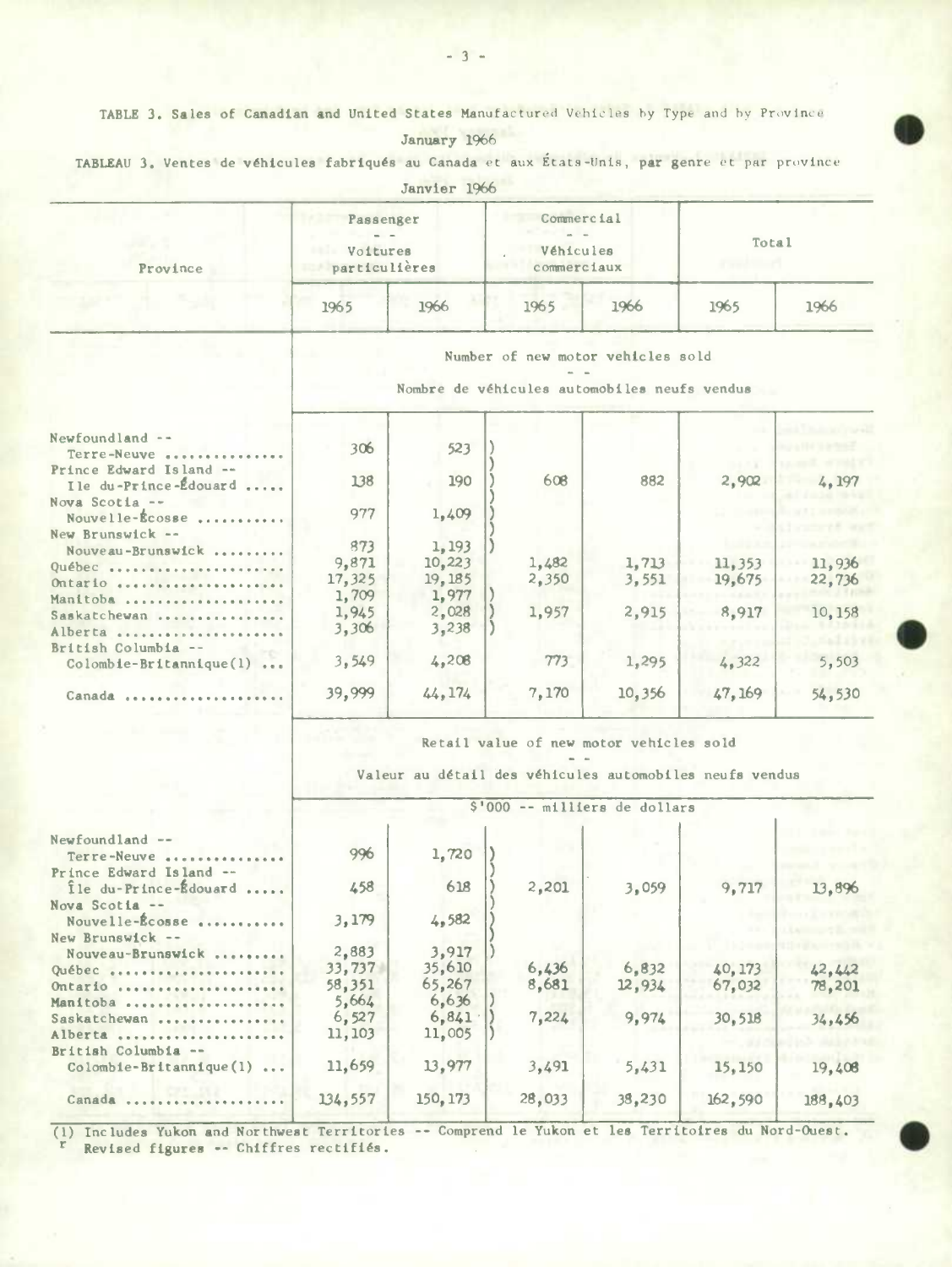TABLE 3. Sales of Canadian and United States Manufactured Vehicles by Type and by Province
January 1966

TABLEAU 3. Ventes de véhicules fabriqués au Canada et aux États-Unis, par genre et par province
Janvier 1966

| Province | Passenger -- Voitures particulières | | Commercial -- Véhicules commerciaux | | Total | |
|---|---|---|---|---|---|---|
| | 1965 | 1966 | 1965 | 1966 | 1965 | 1966 |
| | Number of new motor vehicles sold -- Nombre de véhicules automobiles neufs vendus | | | | | |
| Newfoundland -- Terre-Neuve | 306 | 523 | | | | |
| Prince Edward Island -- Ile du-Prince-Édouard | 138 | 190 | 608 | 882 | 2,902 | 4,197 |
| Nova Scotia -- Nouvelle-Écosse | 977 | 1,409 | | | | |
| New Brunswick -- Nouveau-Brunswick | 873 | 1,193 | | | | |
| Québec | 9,871 | 10,223 | 1,482 | 1,713 | 11,353 | 11,936 |
| Ontario | 17,325 | 19,185 | 2,350 | 3,551 | 19,675 | 22,736 |
| Manitoba | 1,709 | 1,977 | | | | |
| Saskatchewan | 1,945 | 2,028 | 1,957 | 2,915 | 8,917 | 10,158 |
| Alberta | 3,306 | 3,238 | | | | |
| British Columbia -- Colombie-Britannique(1) | 3,549 | 4,208 | 773 | 1,295 | 4,322 | 5,503 |
| Canada | 39,999 | 44,174 | 7,170 | 10,356 | 47,169 | 54,530 |
| | Retail value of new motor vehicles sold -- Valeur au détail des véhicules automobiles neufs vendus | | | | | |
| | $'000 -- milliers de dollars | | | | | |
| Newfoundland -- Terre-Neuve | 996 | 1,720 | | | | |
| Prince Edward Island -- Île du-Prince-Édouard | 458 | 618 | 2,201 | 3,059 | 9,717 | 13,896 |
| Nova Scotia -- Nouvelle-Écosse | 3,179 | 4,582 | | | | |
| New Brunswick -- Nouveau-Brunswick | 2,883 | 3,917 | | | | |
| Québec | 33,737 | 35,610 | 6,436 | 6,832 | 40,173 | 42,442 |
| Ontario | 58,351 | 65,267 | 8,681 | 12,934 | 67,032 | 78,201 |
| Manitoba | 5,664 | 6,636 | | | | |
| Saskatchewan | 6,527 | 6,841 | 7,224 | 9,974 | 30,518 | 34,456 |
| Alberta | 11,103 | 11,005 | | | | |
| British Columbia -- Colombie-Britannique(1) | 11,659 | 13,977 | 3,491 | 5,431 | 15,150 | 19,408 |
| Canada | 134,557 | 150,173 | 28,033 | 38,230 | 162,590 | 188,403 |

(1) Includes Yukon and Northwest Territories -- Comprend le Yukon et les Territoires du Nord-Ouest.
r Revised figures -- Chiffres rectifiés.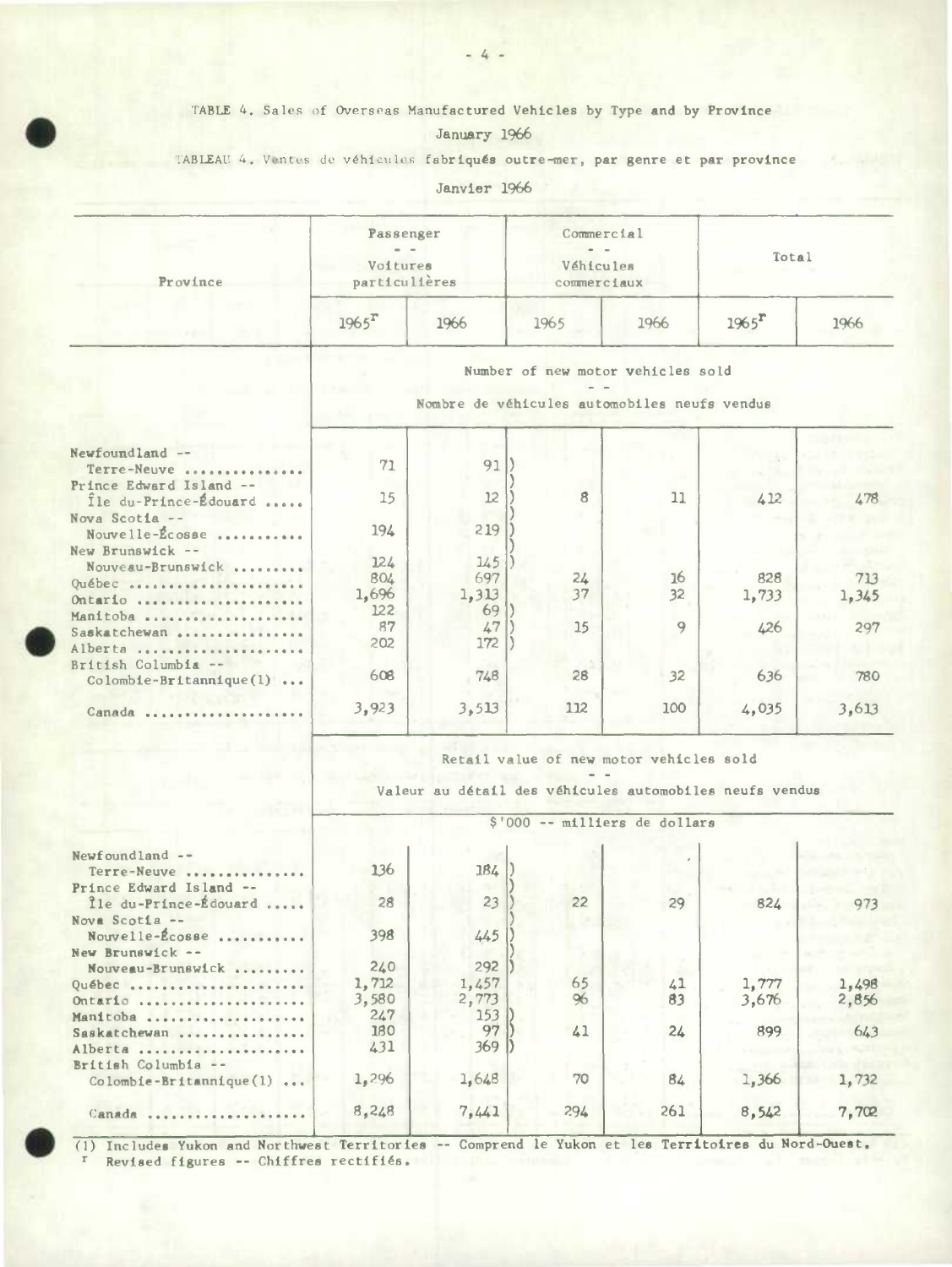TABLE 4. Sales of Overseas Manufactured Vehicles by Type and by Province

January 1966

TABLEAU 4. Ventes de véhicules fabriqués outre-mer, par genre et par province

Janvier 1966

| Province | Passenger -- Voitures particulières | | Commercial -- Véhicules commerciaux | | Total | |
|---|---|---|---|---|---|---|
| | 1965[r] | 1966 | 1965 | 1966 | 1965[r] | 1966 |
| | Number of new motor vehicles sold -- Nombre de véhicules automobiles neufs vendus | | | | | |
| Newfoundland -- Terre-Neuve | 71 | 91 | | | | |
| Prince Edward Island -- Île du-Prince-Édouard | 15 | 12 | 8 | 11 | 412 | 478 |
| Nova Scotia -- Nouvelle-Écosse | 194 | 219 | | | | |
| New Brunswick -- Nouveau-Brunswick | 124 | 145 | | | | |
| Québec | 804 | 697 | 24 | 16 | 828 | 713 |
| Ontario | 1,696 | 1,313 | 37 | 32 | 1,733 | 1,345 |
| Manitoba | 122 | 69 | | | | |
| Saskatchewan | 87 | 47 | 15 | 9 | 426 | 297 |
| Alberta | 202 | 172 | | | | |
| British Columbia -- Colombie-Britannique(1) | 608 | 748 | 28 | 32 | 636 | 780 |
| Canada | 3,923 | 3,513 | 112 | 100 | 4,035 | 3,613 |
| | Retail value of new motor vehicles sold -- Valeur au détail des véhicules automobiles neufs vendus | | | | | |
| | $'000 -- milliers de dollars | | | | | |
| Newfoundland -- Terre-Neuve | 136 | 184 | | | | |
| Prince Edward Island -- Île du-Prince-Édouard | 28 | 23 | 22 | 29 | 824 | 973 |
| Nova Scotia -- Nouvelle-Écosse | 398 | 445 | | | | |
| New Brunswick -- Nouveau-Brunswick | 240 | 292 | | | | |
| Québec | 1,712 | 1,457 | 65 | 41 | 1,777 | 1,498 |
| Ontario | 3,580 | 2,773 | 96 | 83 | 3,676 | 2,856 |
| Manitoba | 247 | 153 | | | | |
| Saskatchewan | 180 | 97 | 41 | 24 | 899 | 643 |
| Alberta | 431 | 369 | | | | |
| British Columbia -- Colombie-Britannique(1) | 1,296 | 1,648 | 70 | 84 | 1,366 | 1,732 |
| Canada | 8,248 | 7,441 | 294 | 261 | 8,542 | 7,702 |

(1) Includes Yukon and Northwest Territories -- Comprend le Yukon et les Territoires du Nord-Ouest.

r Revised figures -- Chiffres rectifiés.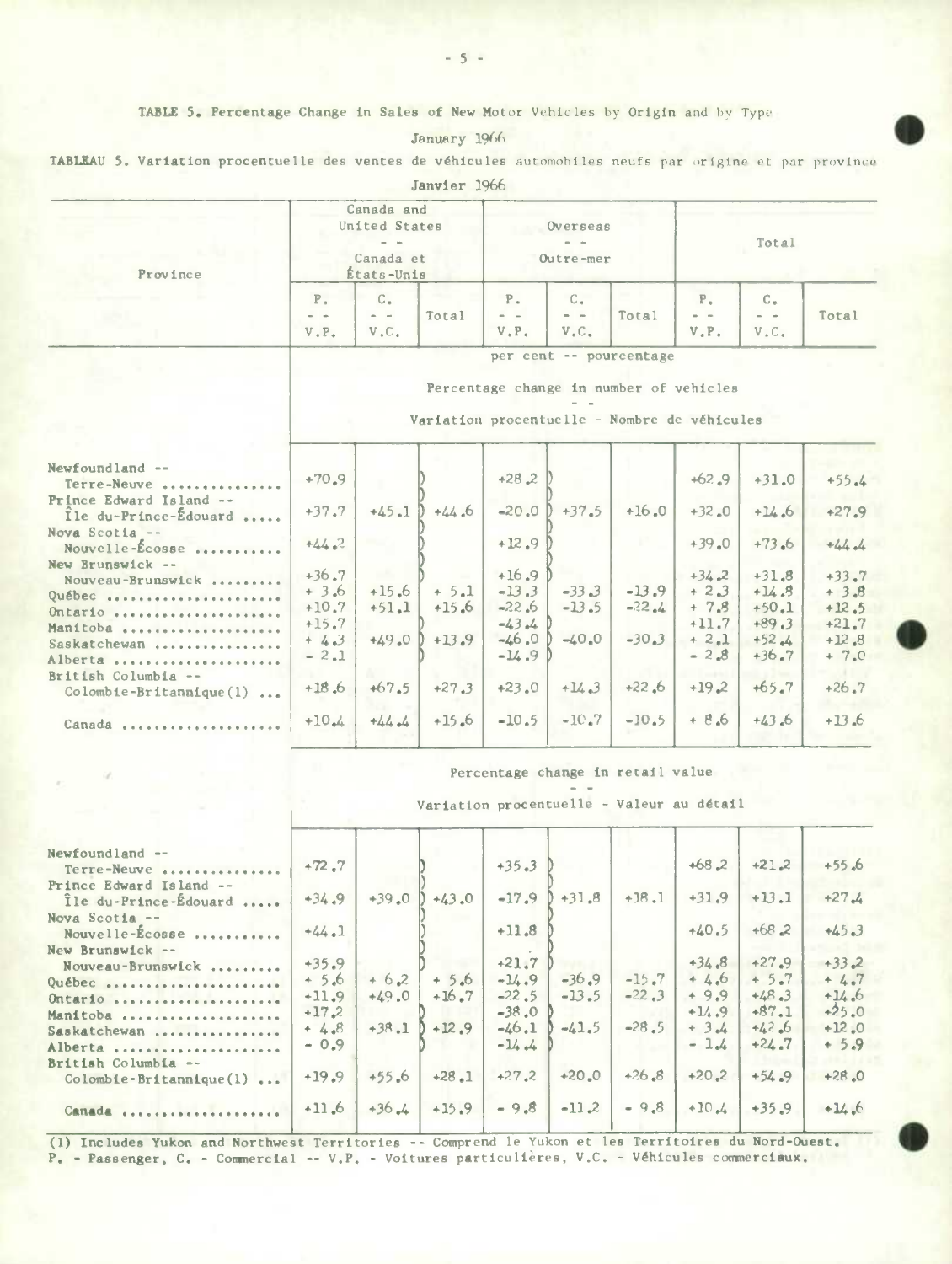TABLE 5. Percentage Change in Sales of New Motor Vehicles by Origin and by Type

January 1966

TABLEAU 5. Variation procentuelle des ventes de véhicules automobiles neufs par origine et par province

Janvier 1966

| Province | Canada and United States -- Canada et États-Unis | | | Overseas -- Outre-mer | | | Total | | |
|---|---|---|---|---|---|---|---|---|---|
| | P. -- V.P. | C. -- V.C. | Total | P. -- V.P. | C. -- V.C. | Total | P. -- V.P. | C. -- V.C. | Total |
| | per cent -- pourcentage | | | | | | | | |
| | Percentage change in number of vehicles -- Variation procentuelle - Nombre de véhicules | | | | | | | | |
| Newfoundland -- Terre-Neuve | +70.9 | | | +28.2 | | | +62.9 | +31.0 | +55.4 |
| Prince Edward Island -- Île du-Prince-Édouard | +37.7 | +45.1 | +44.6 | -20.0 | +37.5 | +16.0 | +32.0 | +14.6 | +27.9 |
| Nova Scotia -- Nouvelle-Écosse | +44.2 | | | +12.9 | | | +39.0 | +73.6 | +44.4 |
| New Brunswick -- Nouveau-Brunswick | +36.7 | | | +16.9 | | | +34.2 | +31.8 | +33.7 |
| Québec | + 3.6 | +15.6 | + 5.1 | -13.3 | -33.3 | -13.9 | + 2.3 | +14.8 | + 3.8 |
| Ontario | +10.7 | +51.1 | +15.6 | -22.6 | -13.5 | -22.4 | + 7.8 | +50.1 | +12.5 |
| Manitoba | +15.7 | | | -43.4 | | | +11.7 | +89.3 | +21.7 |
| Saskatchewan | + 4.3 | +49.0 | +13.9 | -46.0 | -40.0 | -30.3 | + 2.1 | +52.4 | +12.8 |
| Alberta | - 2.1 | | | -14.9 | | | - 2.8 | +36.7 | + 7.0 |
| British Columbia -- Colombie-Britannique(1) | +18.6 | +67.5 | +27.3 | +23.0 | +14.3 | +22.6 | +19.2 | +65.7 | +26.7 |
| Canada | +10.4 | +44.4 | +15.6 | -10.5 | -10.7 | -10.5 | + 8.6 | +43.6 | +13.6 |
| | Percentage change in retail value -- Variation procentuelle - Valeur au détail | | | | | | | | |
| Newfoundland -- Terre-Neuve | +72.7 | | | +35.3 | | | +68.2 | +21.2 | +55.6 |
| Prince Edward Island -- Île du-Prince-Édouard | +34.9 | +39.0 | +43.0 | -17.9 | +31.8 | +18.1 | +31.9 | +13.1 | +27.4 |
| Nova Scotia -- Nouvelle-Écosse | +44.1 | | | +11.8 | | | +40.5 | +68.2 | +45.3 |
| New Brunswick -- Nouveau-Brunswick | +35.9 | | | +21.7 | | | +34.8 | +27.9 | +33.2 |
| Québec | + 5.6 | + 6.2 | + 5.6 | -14.9 | -36.9 | -15.7 | + 4.6 | + 5.7 | + 4.7 |
| Ontario | +11.9 | +49.0 | +16.7 | -22.5 | -13.5 | -22.3 | + 9.9 | +48.3 | +14.6 |
| Manitoba | +17.2 | | | -38.0 | | | +14.9 | +87.1 | +25.0 |
| Saskatchewan | + 4.8 | +38.1 | +12.9 | -46.1 | -41.5 | -28.5 | + 3.4 | +42.6 | +12.0 |
| Alberta | - 0.9 | | | -14.4 | | | - 1.4 | +24.7 | + 5.9 |
| British Columbia -- Colombie-Britannique(1) | +19.9 | +55.6 | +28.1 | +27.2 | +20.0 | +26.8 | +20.2 | +54.9 | +28.0 |
| Canada | +11.6 | +36.4 | +15.9 | - 9.8 | -11.2 | - 9.8 | +10.4 | +35.9 | +14.6 |

(1) Includes Yukon and Northwest Territories -- Comprend le Yukon et les Territoires du Nord-Ouest.
P. - Passenger, C. - Commercial -- V.P. - Voitures particulières, V.C. - Véhicules commerciaux.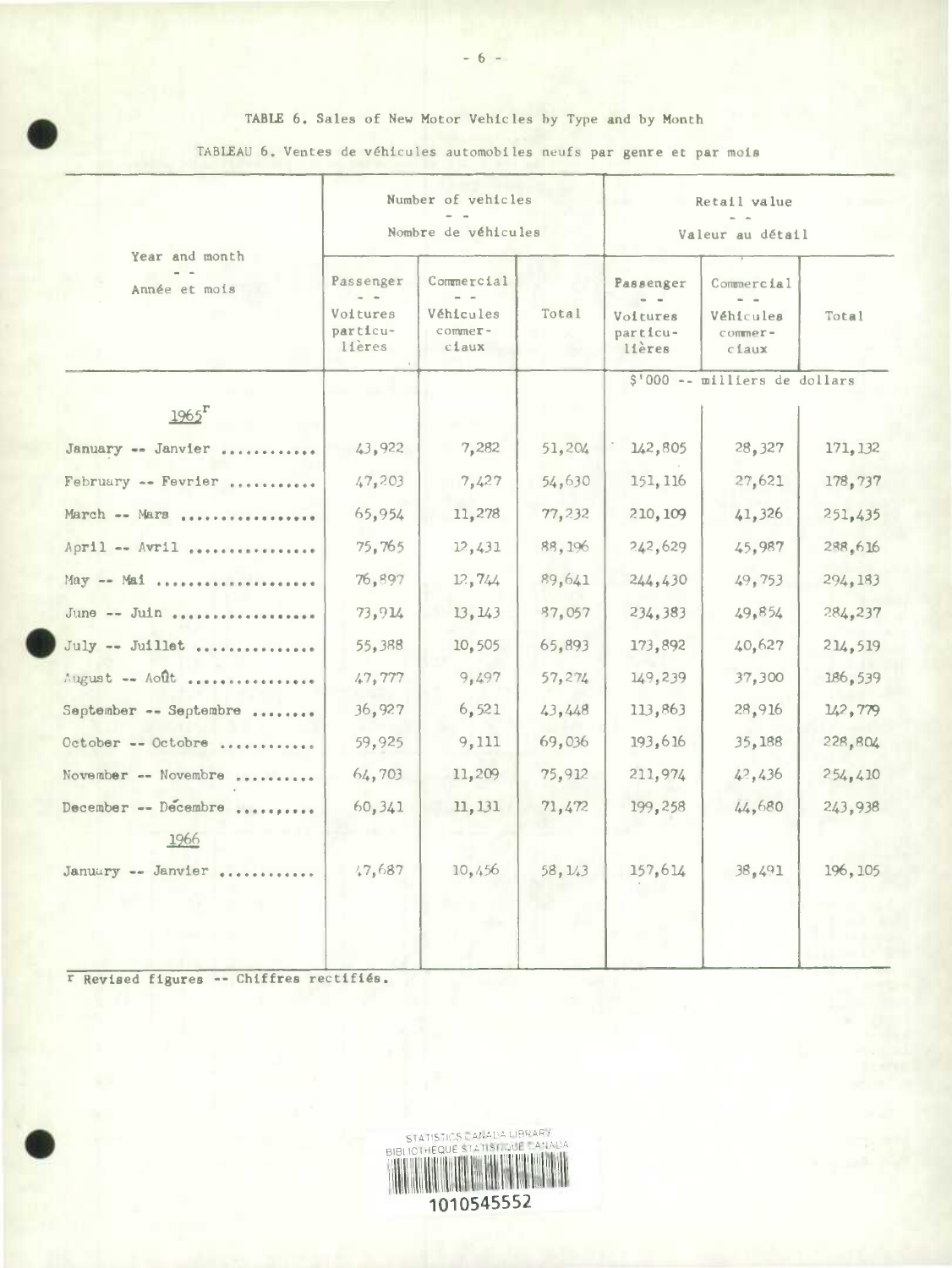TABLE 6. Sales of New Motor Vehicles by Type and by Month

TABLEAU 6. Ventes de véhicules automobiles neufs par genre et par mois

| Year and month -- Année et mois | Number of vehicles -- Nombre de véhicules | | | Retail value -- Valeur au détail | | |
|---|---|---|---|---|---|---|
| | Passenger -- Voitures particulières | Commercial -- Véhicules commerciaux | Total | Passenger -- Voitures particulières | Commercial -- Véhicules commerciaux | Total |
| | | | | $'000 -- milliers de dollars | | |
| 1965[r] | | | | | | |
| January -- Janvier | 43,922 | 7,282 | 51,204 | 142,805 | 28,327 | 171,132 |
| February -- Fevrier | 47,203 | 7,427 | 54,630 | 151,116 | 27,621 | 178,737 |
| March -- Mars | 65,954 | 11,278 | 77,232 | 210,109 | 41,326 | 251,435 |
| April -- Avril | 75,765 | 12,431 | 88,196 | 242,629 | 45,987 | 288,616 |
| May -- Mai | 76,897 | 12,744 | 89,641 | 244,430 | 49,753 | 294,183 |
| June -- Juin | 73,914 | 13,143 | 87,057 | 234,383 | 49,854 | 284,237 |
| July -- Juillet | 55,388 | 10,505 | 65,893 | 173,892 | 40,627 | 214,519 |
| August -- Août | 47,777 | 9,497 | 57,274 | 149,239 | 37,300 | 186,539 |
| September -- Septembre | 36,927 | 6,521 | 43,448 | 113,863 | 28,916 | 142,779 |
| October -- Octobre | 59,925 | 9,111 | 69,036 | 193,616 | 35,188 | 228,804 |
| November -- Novembre | 64,703 | 11,209 | 75,912 | 211,974 | 42,436 | 254,410 |
| December -- Décembre | 60,341 | 11,131 | 71,472 | 199,258 | 44,680 | 243,938 |
| 1966 | | | | | | |
| January -- Janvier | 47,687 | 10,456 | 58,143 | 157,614 | 38,491 | 196,105 |

r Revised figures -- Chiffres rectifiés.